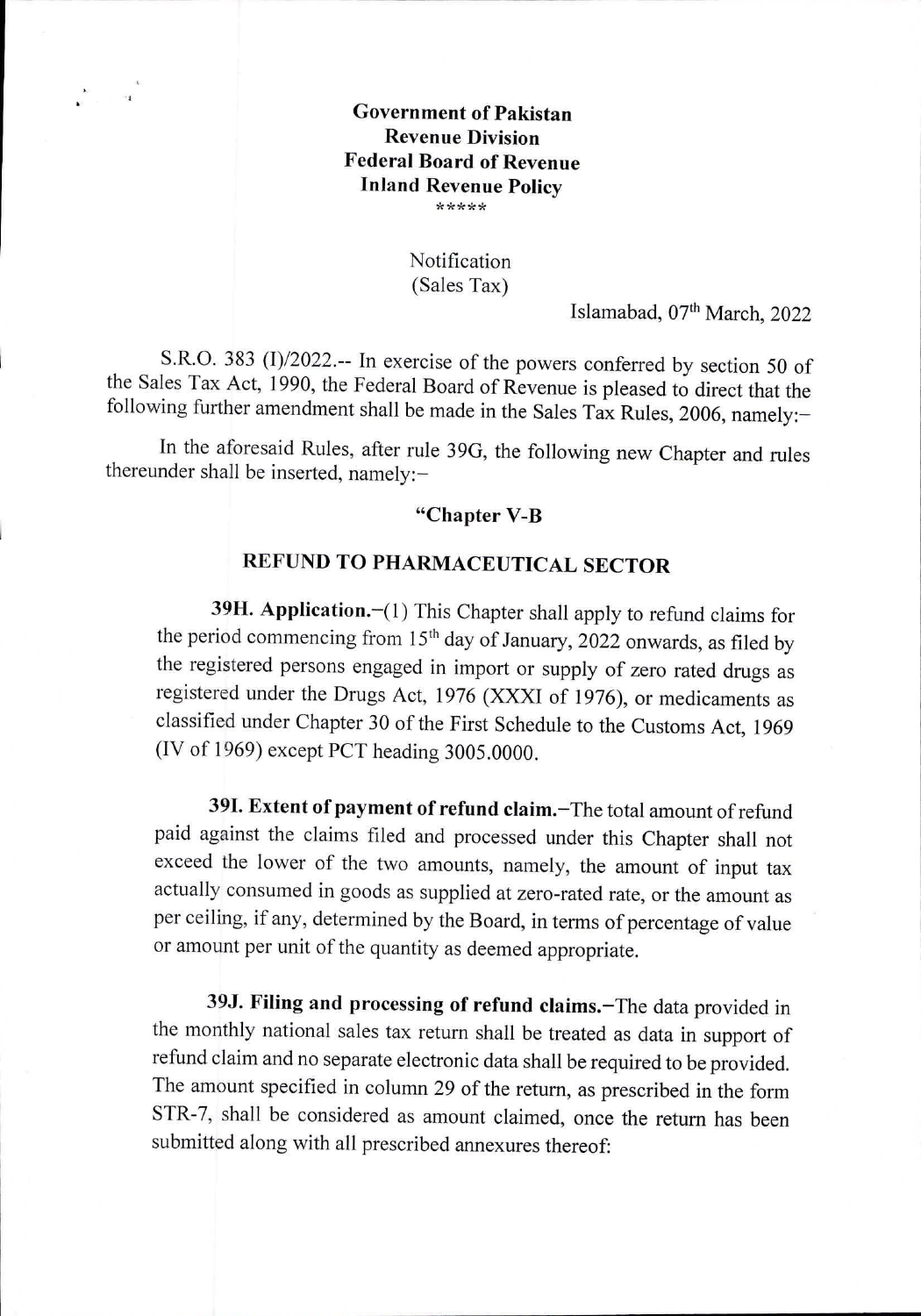**Government of Pakistan**
**Revenue Division**
**Federal Board of Revenue**
**Inland Revenue Policy**
\*\*\*\*\*

Notification
(Sales Tax)

Islamabad, 07th March, 2022

S.R.O. 383 (I)/2022.-- In exercise of the powers conferred by section 50 of the Sales Tax Act, 1990, the Federal Board of Revenue is pleased to direct that the following further amendment shall be made in the Sales Tax Rules, 2006, namely:–

In the aforesaid Rules, after rule 39G, the following new Chapter and rules thereunder shall be inserted, namely:–

**"Chapter V-B**

**REFUND TO PHARMACEUTICAL SECTOR**

**39H. Application.**–(1) This Chapter shall apply to refund claims for the period commencing from 15th day of January, 2022 onwards, as filed by the registered persons engaged in import or supply of zero rated drugs as registered under the Drugs Act, 1976 (XXXI of 1976), or medicaments as classified under Chapter 30 of the First Schedule to the Customs Act, 1969 (IV of 1969) except PCT heading 3005.0000.

**39I. Extent of payment of refund claim.**–The total amount of refund paid against the claims filed and processed under this Chapter shall not exceed the lower of the two amounts, namely, the amount of input tax actually consumed in goods as supplied at zero-rated rate, or the amount as per ceiling, if any, determined by the Board, in terms of percentage of value or amount per unit of the quantity as deemed appropriate.

**39J. Filing and processing of refund claims.**–The data provided in the monthly national sales tax return shall be treated as data in support of refund claim and no separate electronic data shall be required to be provided. The amount specified in column 29 of the return, as prescribed in the form STR-7, shall be considered as amount claimed, once the return has been submitted along with all prescribed annexures thereof: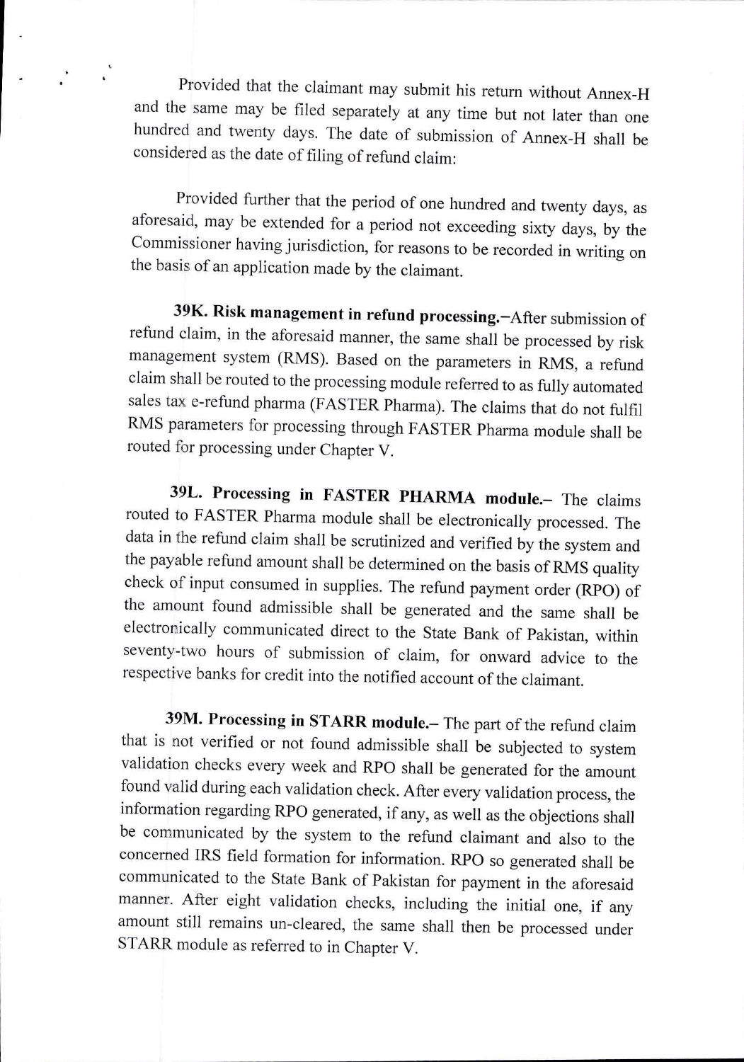Provided that the claimant may submit his return without Annex-H and the same may be filed separately at any time but not later than one hundred and twenty days. The date of submission of Annex-H shall be considered as the date of filing of refund claim:

Provided further that the period of one hundred and twenty days, as aforesaid, may be extended for a period not exceeding sixty days, by the Commissioner having jurisdiction, for reasons to be recorded in writing on the basis of an application made by the claimant.

**39K. Risk management in refund processing.**–After submission of refund claim, in the aforesaid manner, the same shall be processed by risk management system (RMS). Based on the parameters in RMS, a refund claim shall be routed to the processing module referred to as fully automated sales tax e-refund pharma (FASTER Pharma). The claims that do not fulfil RMS parameters for processing through FASTER Pharma module shall be routed for processing under Chapter V.

**39L. Processing in FASTER PHARMA module.**– The claims routed to FASTER Pharma module shall be electronically processed. The data in the refund claim shall be scrutinized and verified by the system and the payable refund amount shall be determined on the basis of RMS quality check of input consumed in supplies. The refund payment order (RPO) of the amount found admissible shall be generated and the same shall be electronically communicated direct to the State Bank of Pakistan, within seventy-two hours of submission of claim, for onward advice to the respective banks for credit into the notified account of the claimant.

**39M. Processing in STARR module.**– The part of the refund claim that is not verified or not found admissible shall be subjected to system validation checks every week and RPO shall be generated for the amount found valid during each validation check. After every validation process, the information regarding RPO generated, if any, as well as the objections shall be communicated by the system to the refund claimant and also to the concerned IRS field formation for information. RPO so generated shall be communicated to the State Bank of Pakistan for payment in the aforesaid manner. After eight validation checks, including the initial one, if any amount still remains un-cleared, the same shall then be processed under STARR module as referred to in Chapter V.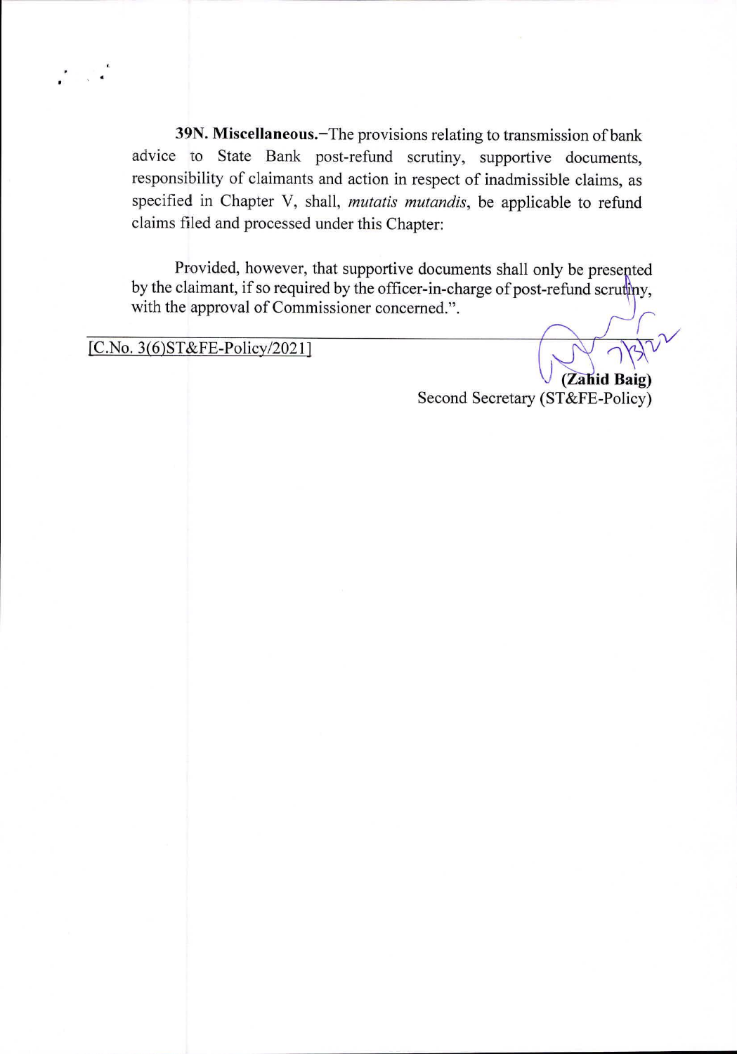**39N. Miscellaneous.**–The provisions relating to transmission of bank advice to State Bank post-refund scrutiny, supportive documents, responsibility of claimants and action in respect of inadmissible claims, as specified in Chapter V, shall, *mutatis mutandis*, be applicable to refund claims filed and processed under this Chapter:

Provided, however, that supportive documents shall only be presented by the claimant, if so required by the officer-in-charge of post-refund scrutiny, with the approval of Commissioner concerned.".

[C.No. 3(6)ST&FE-Policy/2021]

**(Zahid Baig)**
Second Secretary (ST&FE-Policy)